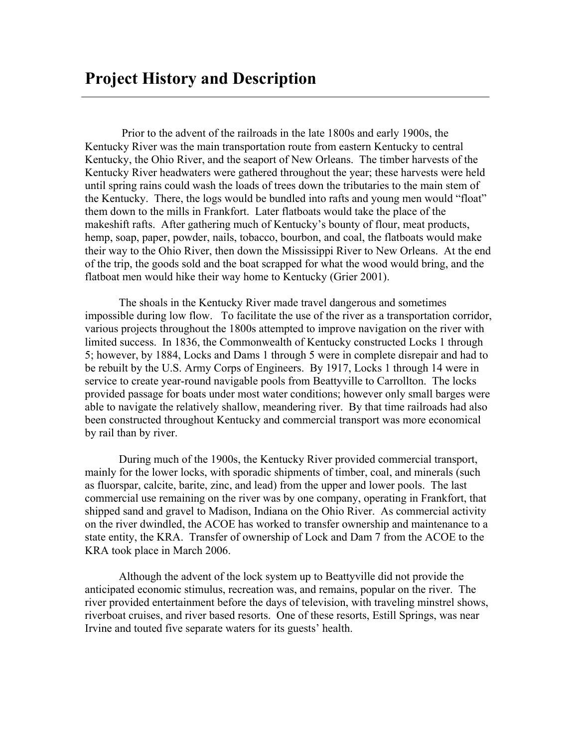# Project History and Description

Prior to the advent of the railroads in the late 1800s and early 1900s, the Kentucky River was the main transportation route from eastern Kentucky to central Kentucky, the Ohio River, and the seaport of New Orleans. The timber harvests of the Kentucky River headwaters were gathered throughout the year; these harvests were held until spring rains could wash the loads of trees down the tributaries to the main stem of the Kentucky. There, the logs would be bundled into rafts and young men would "float" them down to the mills in Frankfort. Later flatboats would take the place of the makeshift rafts. After gathering much of Kentucky's bounty of flour, meat products, hemp, soap, paper, powder, nails, tobacco, bourbon, and coal, the flatboats would make their way to the Ohio River, then down the Mississippi River to New Orleans. At the end of the trip, the goods sold and the boat scrapped for what the wood would bring, and the flatboat men would hike their way home to Kentucky (Grier 2001).

The shoals in the Kentucky River made travel dangerous and sometimes impossible during low flow. To facilitate the use of the river as a transportation corridor, various projects throughout the 1800s attempted to improve navigation on the river with limited success. In 1836, the Commonwealth of Kentucky constructed Locks 1 through 5; however, by 1884, Locks and Dams 1 through 5 were in complete disrepair and had to be rebuilt by the U.S. Army Corps of Engineers. By 1917, Locks 1 through 14 were in service to create year-round navigable pools from Beattyville to Carrollton. The locks provided passage for boats under most water conditions; however only small barges were able to navigate the relatively shallow, meandering river. By that time railroads had also been constructed throughout Kentucky and commercial transport was more economical by rail than by river.

During much of the 1900s, the Kentucky River provided commercial transport, mainly for the lower locks, with sporadic shipments of timber, coal, and minerals (such as fluorspar, calcite, barite, zinc, and lead) from the upper and lower pools. The last commercial use remaining on the river was by one company, operating in Frankfort, that shipped sand and gravel to Madison, Indiana on the Ohio River. As commercial activity on the river dwindled, the ACOE has worked to transfer ownership and maintenance to a state entity, the KRA. Transfer of ownership of Lock and Dam 7 from the ACOE to the KRA took place in March 2006.

Although the advent of the lock system up to Beattyville did not provide the anticipated economic stimulus, recreation was, and remains, popular on the river. The river provided entertainment before the days of television, with traveling minstrel shows, riverboat cruises, and river based resorts. One of these resorts, Estill Springs, was near Irvine and touted five separate waters for its guests' health.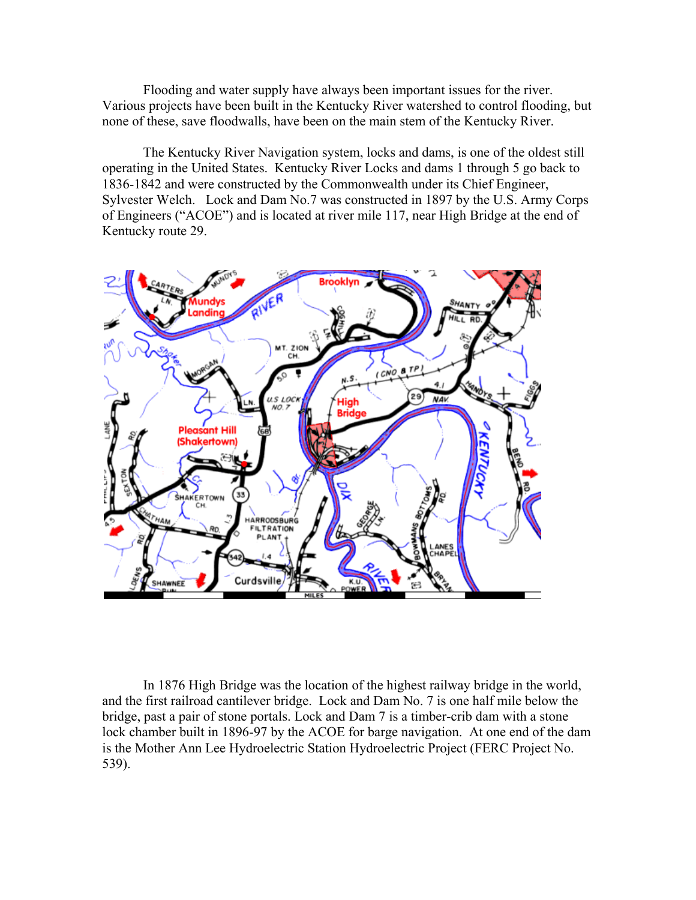Flooding and water supply have always been important issues for the river. Various projects have been built in the Kentucky River watershed to control flooding, but none of these, save floodwalls, have been on the main stem of the Kentucky River.

The Kentucky River Navigation system, locks and dams, is one of the oldest still operating in the United States. Kentucky River Locks and dams 1 through 5 go back to 1836-1842 and were constructed by the Commonwealth under its Chief Engineer, Sylvester Welch. Lock and Dam No.7 was constructed in 1897 by the U.S. Army Corps of Engineers ("ACOE") and is located at river mile 117, near High Bridge at the end of Kentucky route 29.

In 1876 High Bridge was the location of the highest railway bridge in the world, and the first railroad cantilever bridge. Lock and Dam No. 7 is one half mile below the bridge, past a pair of stone portals. Lock and Dam 7 is a timber-crib dam with a stone lock chamber built in 1896-97 by the ACOE for barge navigation. At one end of the dam is the Mother Ann Lee Hydroelectric Station Hydroelectric Project (FERC Project No. 539).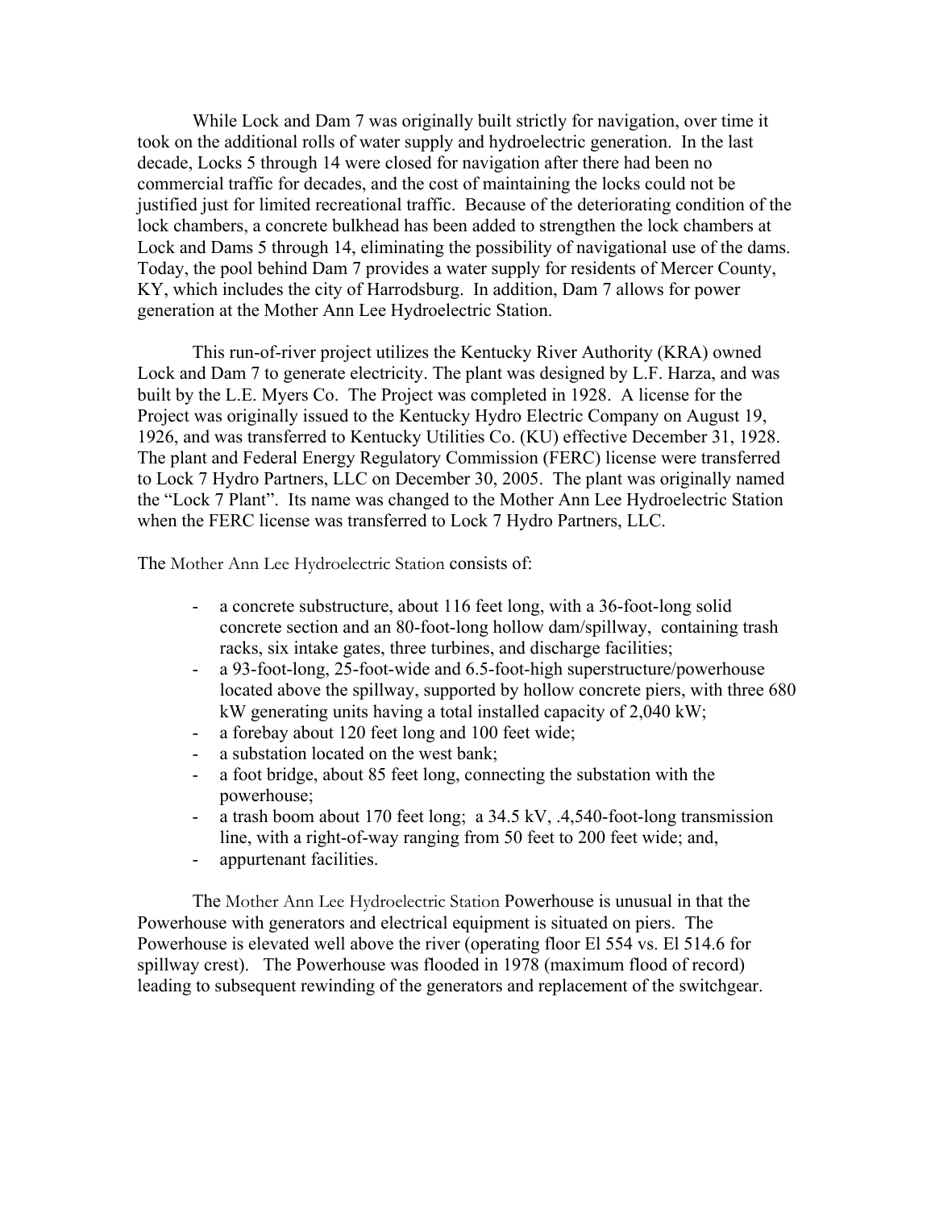While Lock and Dam 7 was originally built strictly for navigation, over time it took on the additional rolls of water supply and hydroelectric generation. In the last decade, Locks 5 through 14 were closed for navigation after there had been no commercial traffic for decades, and the cost of maintaining the locks could not be justified just for limited recreational traffic. Because of the deteriorating condition of the lock chambers, a concrete bulkhead has been added to strengthen the lock chambers at Lock and Dams 5 through 14, eliminating the possibility of navigational use of the dams. Today, the pool behind Dam 7 provides a water supply for residents of Mercer County, KY, which includes the city of Harrodsburg. In addition, Dam 7 allows for power generation at the Mother Ann Lee Hydroelectric Station.

This run-of-river project utilizes the Kentucky River Authority (KRA) owned Lock and Dam 7 to generate electricity. The plant was designed by L.F. Harza, and was built by the L.E. Myers Co. The Project was completed in 1928. A license for the Project was originally issued to the Kentucky Hydro Electric Company on August 19, 1926, and was transferred to Kentucky Utilities Co. (KU) effective December 31, 1928. The plant and Federal Energy Regulatory Commission (FERC) license were transferred to Lock 7 Hydro Partners, LLC on December 30, 2005. The plant was originally named the "Lock 7 Plant". Its name was changed to the Mother Ann Lee Hydroelectric Station when the FERC license was transferred to Lock 7 Hydro Partners, LLC.

The Mother Ann Lee Hydroelectric Station consists of:

- a concrete substructure, about 116 feet long, with a 36-foot-long solid concrete section and an 80-foot-long hollow dam/spillway, containing trash racks, six intake gates, three turbines, and discharge facilities;
- a 93-foot-long, 25-foot-wide and 6.5-foot-high superstructure/powerhouse located above the spillway, supported by hollow concrete piers, with three 680 kW generating units having a total installed capacity of 2,040 kW;
- a forebay about 120 feet long and 100 feet wide;
- a substation located on the west bank;
- a foot bridge, about 85 feet long, connecting the substation with the powerhouse;
- a trash boom about 170 feet long; a 34.5 kV, .4,540-foot-long transmission line, with a right-of-way ranging from 50 feet to 200 feet wide; and,
- appurtenant facilities.

The Mother Ann Lee Hydroelectric Station Powerhouse is unusual in that the Powerhouse with generators and electrical equipment is situated on piers. The Powerhouse is elevated well above the river (operating floor El 554 vs. El 514.6 for spillway crest). The Powerhouse was flooded in 1978 (maximum flood of record) leading to subsequent rewinding of the generators and replacement of the switchgear.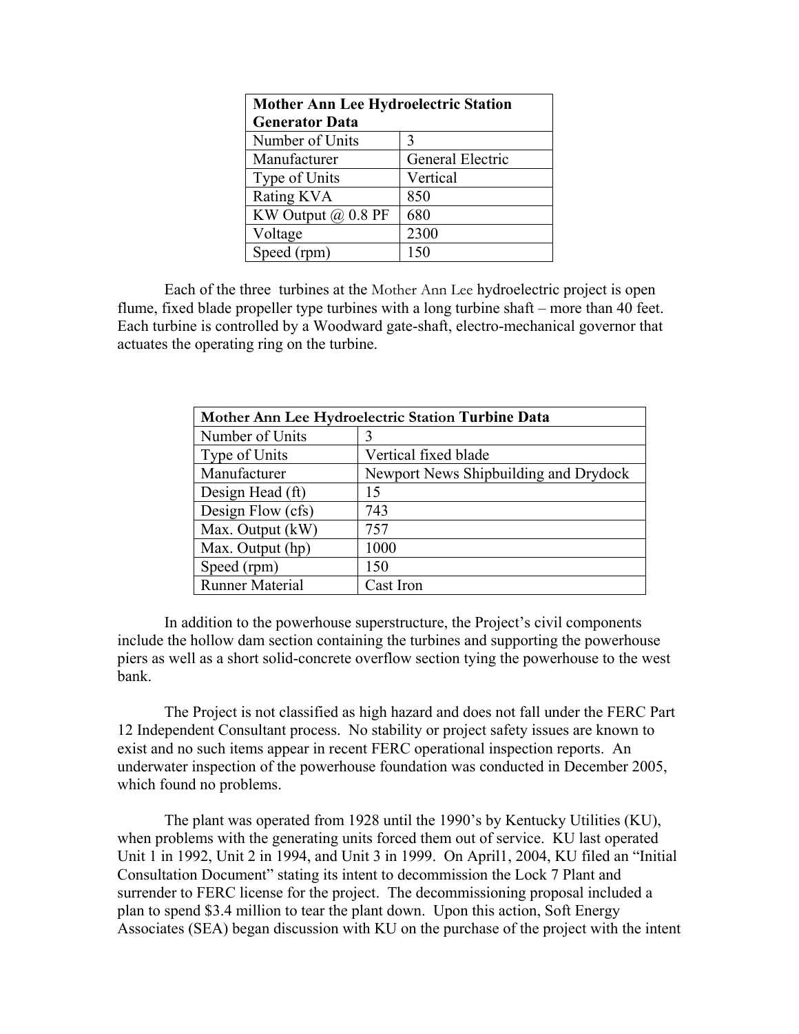| Mother Ann Lee Hydroelectric Station Generator Data | |
|---|---|
| Number of Units | 3 |
| Manufacturer | General Electric |
| Type of Units | Vertical |
| Rating KVA | 850 |
| KW Output @ 0.8 PF | 680 |
| Voltage | 2300 |
| Speed (rpm) | 150 |

Each of the three turbines at the Mother Ann Lee hydroelectric project is open flume, fixed blade propeller type turbines with a long turbine shaft – more than 40 feet. Each turbine is controlled by a Woodward gate-shaft, electro-mechanical governor that actuates the operating ring on the turbine.

| Mother Ann Lee Hydroelectric Station Turbine Data | |
|---|---|
| Number of Units | 3 |
| Type of Units | Vertical fixed blade |
| Manufacturer | Newport News Shipbuilding and Drydock |
| Design Head (ft) | 15 |
| Design Flow (cfs) | 743 |
| Max. Output (kW) | 757 |
| Max. Output (hp) | 1000 |
| Speed (rpm) | 150 |
| Runner Material | Cast Iron |

In addition to the powerhouse superstructure, the Project's civil components include the hollow dam section containing the turbines and supporting the powerhouse piers as well as a short solid-concrete overflow section tying the powerhouse to the west bank.

The Project is not classified as high hazard and does not fall under the FERC Part 12 Independent Consultant process. No stability or project safety issues are known to exist and no such items appear in recent FERC operational inspection reports. An underwater inspection of the powerhouse foundation was conducted in December 2005, which found no problems.

The plant was operated from 1928 until the 1990's by Kentucky Utilities (KU), when problems with the generating units forced them out of service. KU last operated Unit 1 in 1992, Unit 2 in 1994, and Unit 3 in 1999. On April1, 2004, KU filed an "Initial Consultation Document" stating its intent to decommission the Lock 7 Plant and surrender to FERC license for the project. The decommissioning proposal included a plan to spend $3.4 million to tear the plant down. Upon this action, Soft Energy Associates (SEA) began discussion with KU on the purchase of the project with the intent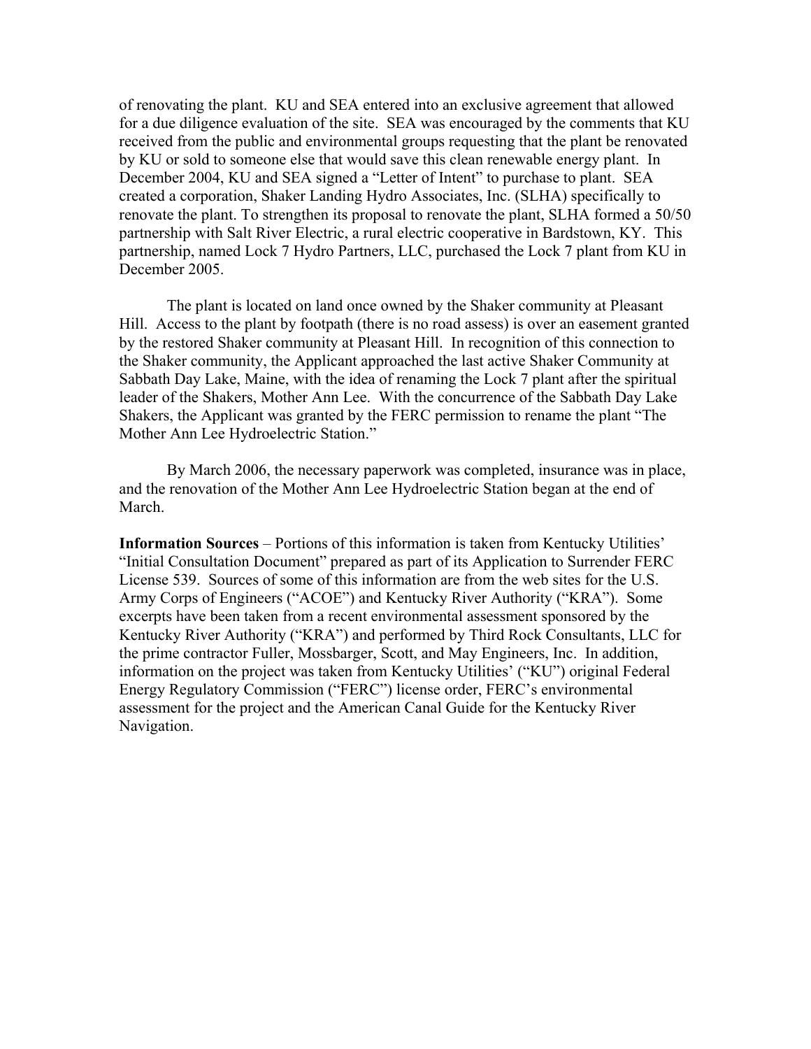of renovating the plant. KU and SEA entered into an exclusive agreement that allowed for a due diligence evaluation of the site. SEA was encouraged by the comments that KU received from the public and environmental groups requesting that the plant be renovated by KU or sold to someone else that would save this clean renewable energy plant. In December 2004, KU and SEA signed a "Letter of Intent" to purchase to plant. SEA created a corporation, Shaker Landing Hydro Associates, Inc. (SLHA) specifically to renovate the plant. To strengthen its proposal to renovate the plant, SLHA formed a 50/50 partnership with Salt River Electric, a rural electric cooperative in Bardstown, KY. This partnership, named Lock 7 Hydro Partners, LLC, purchased the Lock 7 plant from KU in December 2005.

The plant is located on land once owned by the Shaker community at Pleasant Hill. Access to the plant by footpath (there is no road assess) is over an easement granted by the restored Shaker community at Pleasant Hill. In recognition of this connection to the Shaker community, the Applicant approached the last active Shaker Community at Sabbath Day Lake, Maine, with the idea of renaming the Lock 7 plant after the spiritual leader of the Shakers, Mother Ann Lee. With the concurrence of the Sabbath Day Lake Shakers, the Applicant was granted by the FERC permission to rename the plant "The Mother Ann Lee Hydroelectric Station."

By March 2006, the necessary paperwork was completed, insurance was in place, and the renovation of the Mother Ann Lee Hydroelectric Station began at the end of March.

**Information Sources** – Portions of this information is taken from Kentucky Utilities' "Initial Consultation Document" prepared as part of its Application to Surrender FERC License 539. Sources of some of this information are from the web sites for the U.S. Army Corps of Engineers ("ACOE") and Kentucky River Authority ("KRA"). Some excerpts have been taken from a recent environmental assessment sponsored by the Kentucky River Authority ("KRA") and performed by Third Rock Consultants, LLC for the prime contractor Fuller, Mossbarger, Scott, and May Engineers, Inc. In addition, information on the project was taken from Kentucky Utilities' ("KU") original Federal Energy Regulatory Commission ("FERC") license order, FERC's environmental assessment for the project and the American Canal Guide for the Kentucky River Navigation.